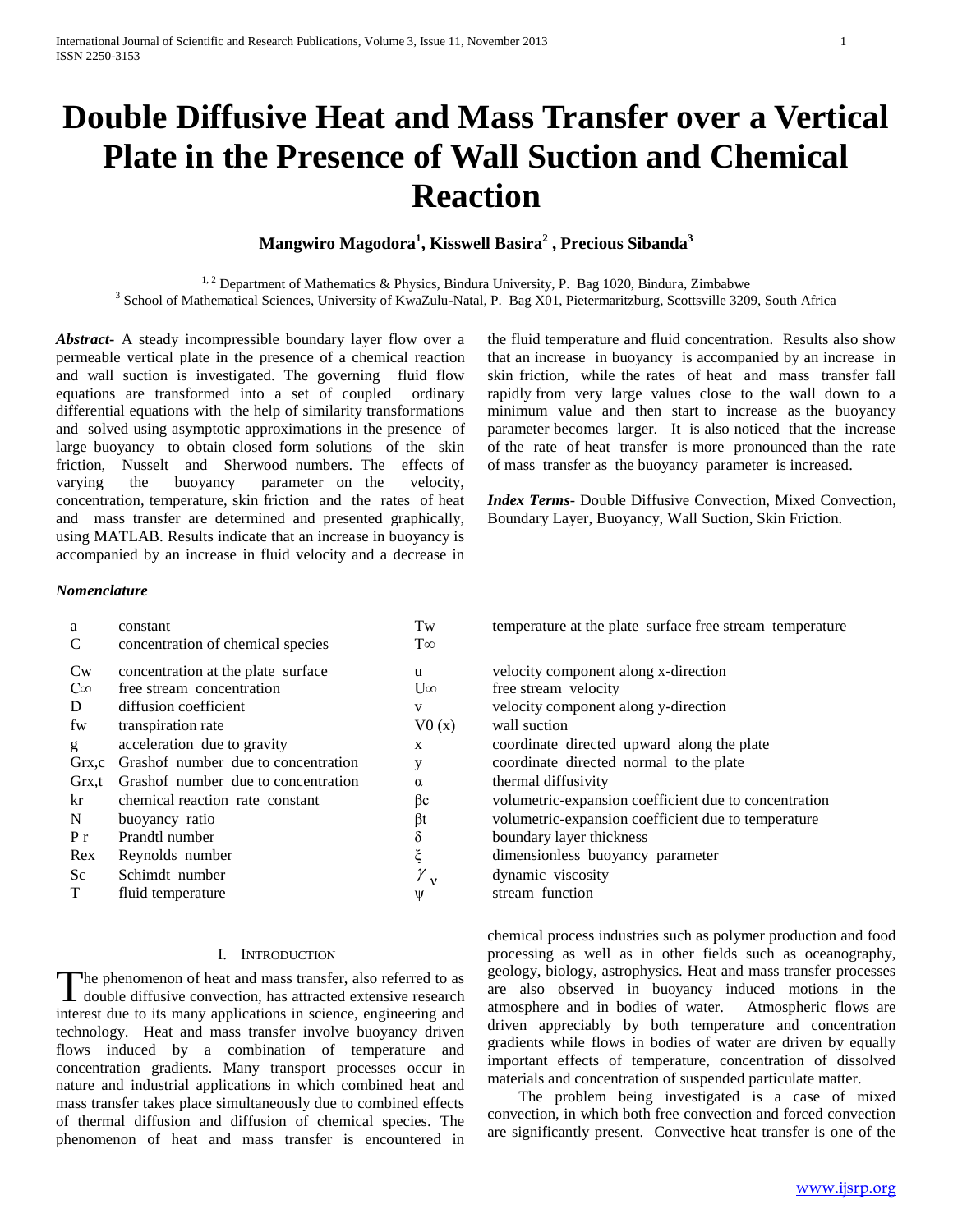# Double Diffusive Heat and Mass Transfer over a Vertical Plate in the Presence of Wall Suction and Chemical Reaction

**Mangwiro Magodora[1], Kisswell Basira[2] , Precious Sibanda[3]**

[1, 2] Department of Mathematics & Physics, Bindura University, P. Bag 1020, Bindura, Zimbabwe
[3] School of Mathematical Sciences, University of KwaZulu-Natal, P. Bag X01, Pietermaritzburg, Scottsville 3209, South Africa

***Abstract***- A steady incompressible boundary layer flow over a permeable vertical plate in the presence of a chemical reaction and wall suction is investigated. The governing fluid flow equations are transformed into a set of coupled ordinary differential equations with the help of similarity transformations and solved using asymptotic approximations in the presence of large buoyancy to obtain closed form solutions of the skin friction, Nusselt and Sherwood numbers. The effects of varying the buoyancy parameter on the velocity, concentration, temperature, skin friction and the rates of heat and mass transfer are determined and presented graphically, using MATLAB. Results indicate that an increase in buoyancy is accompanied by an increase in fluid velocity and a decrease in the fluid temperature and fluid concentration. Results also show that an increase in buoyancy is accompanied by an increase in skin friction, while the rates of heat and mass transfer fall rapidly from very large values close to the wall down to a minimum value and then start to increase as the buoyancy parameter becomes larger. It is also noticed that the increase of the rate of heat transfer is more pronounced than the rate of mass transfer as the buoyancy parameter is increased.

***Index Terms***- Double Diffusive Convection, Mixed Convection, Boundary Layer, Buoyancy, Wall Suction, Skin Friction.

### *Nomenclature*

| | | | |
|---|---|---|---|
| a | constant | Tw | temperature at the plate surface free stream temperature |
| C | concentration of chemical species | T∞ | |
| Cw | concentration at the plate surface | u | velocity component along x-direction |
| C∞ | free stream concentration | U∞ | free stream velocity |
| D | diffusion coefficient | v | velocity component along y-direction |
| fw | transpiration rate | V0 (x) | wall suction |
| g | acceleration due to gravity | x | coordinate directed upward along the plate |
| Grx,c | Grashof number due to concentration | y | coordinate directed normal to the plate |
| Grx,t | Grashof number due to concentration | α | thermal diffusivity |
| kr | chemical reaction rate constant | βc | volumetric-expansion coefficient due to concentration |
| N | buoyancy ratio | βt | volumetric-expansion coefficient due to temperature |
| P r | Prandtl number | δ | boundary layer thickness |
| Rex | Reynolds number | ξ | dimensionless buoyancy parameter |
| Sc | Schimdt number | $\gamma$ ν | dynamic viscosity |
| T | fluid temperature | ψ | stream function |

## I. Introduction

The phenomenon of heat and mass transfer, also referred to as double diffusive convection, has attracted extensive research interest due to its many applications in science, engineering and technology. Heat and mass transfer involve buoyancy driven flows induced by a combination of temperature and concentration gradients. Many transport processes occur in nature and industrial applications in which combined heat and mass transfer takes place simultaneously due to combined effects of thermal diffusion and diffusion of chemical species. The phenomenon of heat and mass transfer is encountered in chemical process industries such as polymer production and food processing as well as in other fields such as oceanography, geology, biology, astrophysics. Heat and mass transfer processes are also observed in buoyancy induced motions in the atmosphere and in bodies of water. Atmospheric flows are driven appreciably by both temperature and concentration gradients while flows in bodies of water are driven by equally important effects of temperature, concentration of dissolved materials and concentration of suspended particulate matter.

The problem being investigated is a case of mixed convection, in which both free convection and forced convection are significantly present. Convective heat transfer is one of the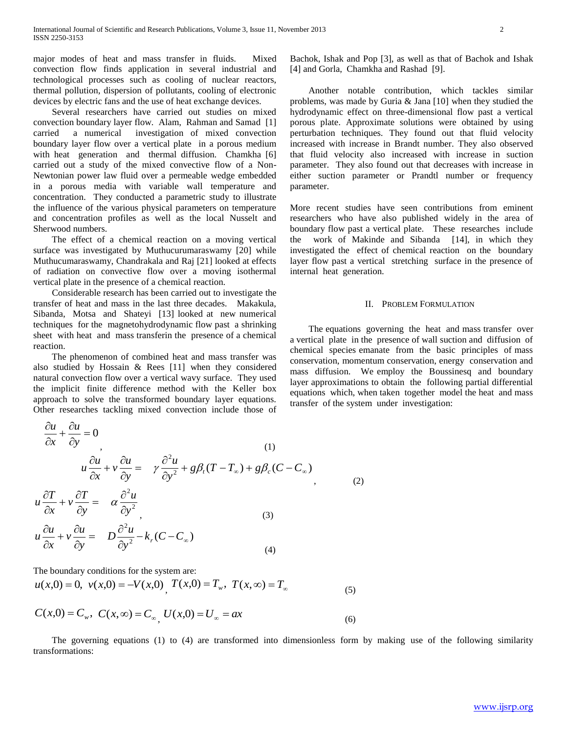major modes of heat and mass transfer in fluids. Mixed convection flow finds application in several industrial and technological processes such as cooling of nuclear reactors, thermal pollution, dispersion of pollutants, cooling of electronic devices by electric fans and the use of heat exchange devices.

Several researchers have carried out studies on mixed convection boundary layer flow. Alam, Rahman and Samad [1] carried a numerical investigation of mixed convection boundary layer flow over a vertical plate in a porous medium with heat generation and thermal diffusion. Chamkha [6] carried out a study of the mixed convective flow of a Non-Newtonian power law fluid over a permeable wedge embedded in a porous media with variable wall temperature and concentration. They conducted a parametric study to illustrate the influence of the various physical parameters on temperature and concentration profiles as well as the local Nusselt and Sherwood numbers.

The effect of a chemical reaction on a moving vertical surface was investigated by Muthucurumaraswamy [20] while Muthucumaraswamy, Chandrakala and Raj [21] looked at effects of radiation on convective flow over a moving isothermal vertical plate in the presence of a chemical reaction.

Considerable research has been carried out to investigate the transfer of heat and mass in the last three decades. Makakula, Sibanda, Motsa and Shateyi [13] looked at new numerical techniques for the magnetohydrodynamic flow past a shrinking sheet with heat and mass transferin the presence of a chemical reaction.

The phenomenon of combined heat and mass transfer was also studied by Hossain & Rees [11] when they considered natural convection flow over a vertical wavy surface. They used the implicit finite difference method with the Keller box approach to solve the transformed boundary layer equations. Other researches tackling mixed convection include those of Bachok, Ishak and Pop [3], as well as that of Bachok and Ishak [4] and Gorla, Chamkha and Rashad [9].

Another notable contribution, which tackles similar problems, was made by Guria & Jana [10] when they studied the hydrodynamic effect on three-dimensional flow past a vertical porous plate. Approximate solutions were obtained by using perturbation techniques. They found out that fluid velocity increased with increase in Brandt number. They also observed that fluid velocity also increased with increase in suction parameter. They also found out that decreases with increase in either suction parameter or Prandtl number or frequency parameter.

More recent studies have seen contributions from eminent researchers who have also published widely in the area of boundary flow past a vertical plate. These researches include the work of Makinde and Sibanda [14], in which they investigated the effect of chemical reaction on the boundary layer flow past a vertical stretching surface in the presence of internal heat generation.

## II. Problem Formulation

The equations governing the heat and mass transfer over a vertical plate in the presence of wall suction and diffusion of chemical species emanate from the basic principles of mass conservation, momentum conservation, energy conservation and mass diffusion. We employ the Boussinesq and boundary layer approximations to obtain the following partial differential equations which, when taken together model the heat and mass transfer of the system under investigation:

$$\frac{\partial u}{\partial x} + \frac{\partial u}{\partial y} = 0, \tag{1}$$

$$u\frac{\partial u}{\partial x} + v\frac{\partial u}{\partial y} = \gamma\frac{\partial^2 u}{\partial y^2} + g\beta_t(T - T_\infty) + g\beta_c(C - C_\infty), \tag{2}$$

$$u\frac{\partial T}{\partial x} + v\frac{\partial T}{\partial y} = \alpha\frac{\partial^2 u}{\partial y^2}, \tag{3}$$

$$u\frac{\partial u}{\partial x} + v\frac{\partial u}{\partial y} = D\frac{\partial^2 u}{\partial y^2} - k_r(C - C_\infty) \tag{4}$$

The boundary conditions for the system are:

$$u(x,0) = 0,\ v(x,0) = -V(x,0),\ T(x,0) = T_w,\ T(x,\infty) = T_\infty \tag{5}$$

$$C(x,0) = C_w,\ C(x,\infty) = C_\infty,\ U(x,0) = U_\infty = ax \tag{6}$$

The governing equations (1) to (4) are transformed into dimensionless form by making use of the following similarity transformations: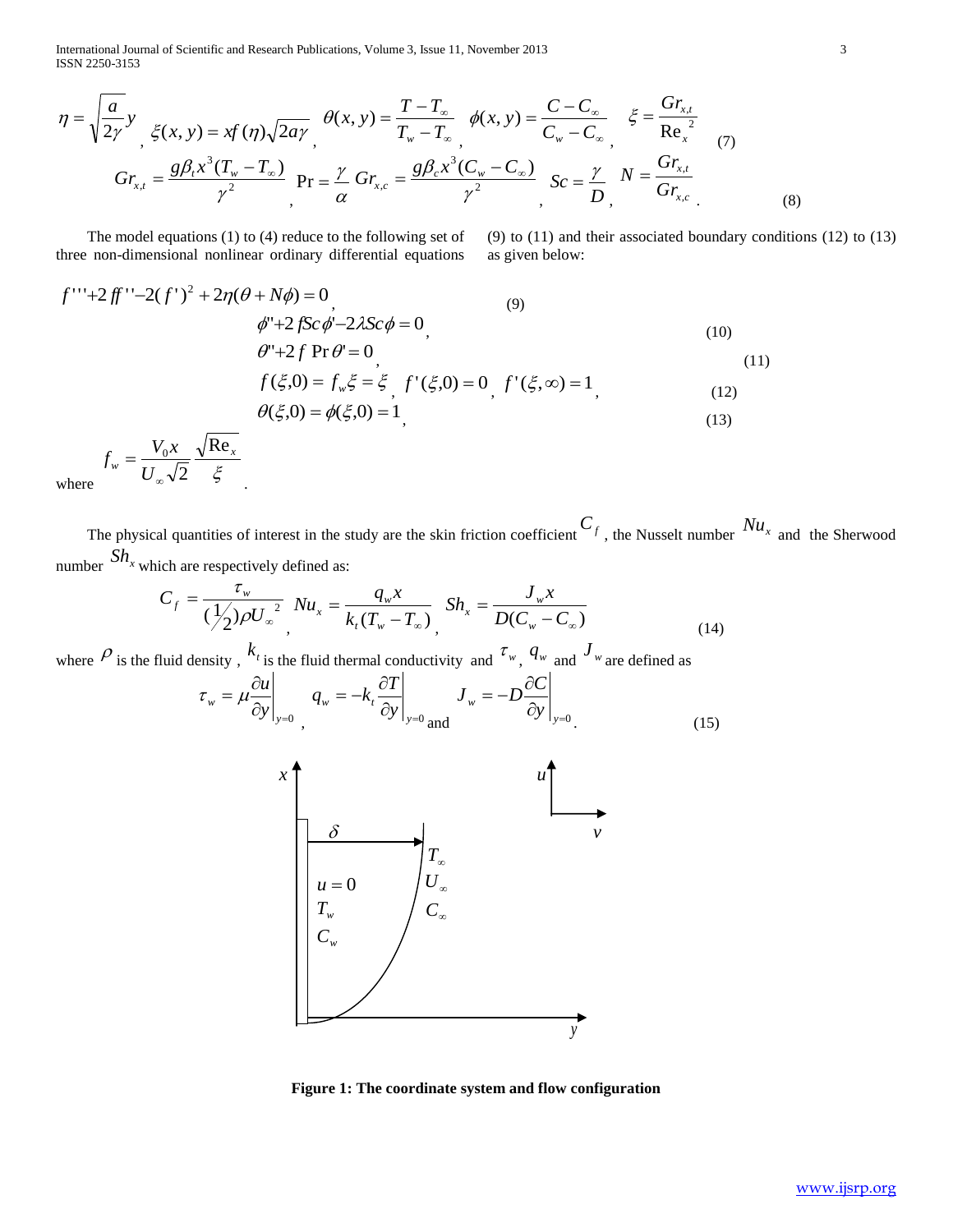$$\eta = \sqrt{\frac{a}{2\gamma}}\,y, \quad \xi(x,y) = xf(\eta)\sqrt{2a\gamma}, \quad \theta(x,y) = \frac{T - T_\infty}{T_w - T_\infty}, \quad \phi(x,y) = \frac{C - C_\infty}{C_w - C_\infty}, \quad \xi = \frac{Gr_{x,t}}{\mathrm{Re}_x^{\,2}} \tag{7}$$

$$Gr_{x,t} = \frac{g\beta_t x^3 (T_w - T_\infty)}{\gamma^2}, \quad \Pr = \frac{\gamma}{\alpha} \quad Gr_{x,c} = \frac{g\beta_c x^3 (C_w - C_\infty)}{\gamma^2}, \quad Sc = \frac{\gamma}{D}, \quad N = \frac{Gr_{x,t}}{Gr_{x,c}}. \tag{8}$$

The model equations (1) to (4) reduce to the following set of three non-dimensional nonlinear ordinary differential equations (9) to (11) and their associated boundary conditions (12) to (13) as given below:

$$f''' + 2ff'' - 2(f')^2 + 2\eta(\theta + N\phi) = 0, \tag{9}$$

$$\phi'' + 2fSc\phi' - 2\lambda Sc\phi = 0, \tag{10}$$

$$\theta'' + 2f\Pr\theta' = 0, \tag{11}$$

$$f(\xi,0) = f_w\xi = \xi, \quad f'(\xi,0) = 0, \quad f'(\xi,\infty) = 1, \tag{12}$$

$$\theta(\xi,0) = \phi(\xi,0) = 1, \tag{13}$$

where $f_w = \dfrac{V_0 x}{U_\infty\sqrt{2}}\dfrac{\sqrt{\mathrm{Re}_x}}{\xi}$.

The physical quantities of interest in the study are the skin friction coefficient $C_f$, the Nusselt number $Nu_x$ and the Sherwood number $Sh_x$ which are respectively defined as:

$$C_f = \frac{\tau_w}{(1/2)\rho U_\infty^{\,2}}, \quad Nu_x = \frac{q_w x}{k_t(T_w - T_\infty)}, \quad Sh_x = \frac{J_w x}{D(C_w - C_\infty)} \tag{14}$$

where $\rho$ is the fluid density, $k_t$ is the fluid thermal conductivity and $\tau_w$, $q_w$ and $J_w$ are defined as

$$\tau_w = \mu\left.\frac{\partial u}{\partial y}\right|_{y=0}, \quad q_w = -k_t\left.\frac{\partial T}{\partial y}\right|_{y=0} \text{ and } J_w = -D\left.\frac{\partial C}{\partial y}\right|_{y=0}. \tag{15}$$

**Figure 1: The coordinate system and flow configuration**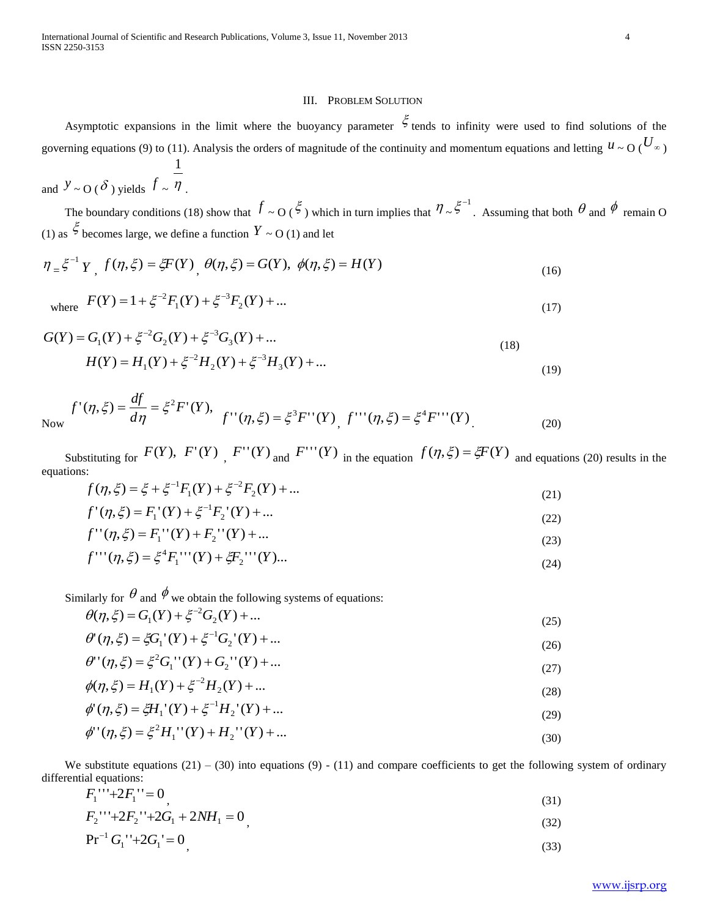## III. Problem Solution

Asymptotic expansions in the limit where the buoyancy parameter $\xi$ tends to infinity were used to find solutions of the governing equations (9) to (11). Analysis the orders of magnitude of the continuity and momentum equations and letting $u$ ~ O ($U_\infty$) and $y$ ~ O ($\delta$) yields $f \sim \frac{1}{\eta}$.

The boundary conditions (18) show that $f$ ~ O ($\xi$) which in turn implies that $\eta \sim \xi^{-1}$. Assuming that both $\theta$ and $\phi$ remain O (1) as $\xi$ becomes large, we define a function $Y$ ~ O (1) and let

$$\eta = \xi^{-1} Y, \quad f(\eta,\xi) = \xi F(Y), \quad \theta(\eta,\xi) = G(Y), \quad \phi(\eta,\xi) = H(Y) \tag{16}$$

where $F(Y) = 1 + \xi^{-2} F_1(Y) + \xi^{-3} F_2(Y) + ...$ (17)

$$G(Y) = G_1(Y) + \xi^{-2} G_2(Y) + \xi^{-3} G_3(Y) + ... \tag{18}$$

$$H(Y) = H_1(Y) + \xi^{-2} H_2(Y) + \xi^{-3} H_3(Y) + ... \tag{19}$$

Now $f'(\eta,\xi) = \dfrac{df}{d\eta} = \xi^2 F'(Y),\quad f''(\eta,\xi) = \xi^3 F''(Y),\quad f'''(\eta,\xi) = \xi^4 F'''(Y).$ (20)

Substituting for $F(Y),\ F'(Y),\ F''(Y)$ and $F'''(Y)$ in the equation $f(\eta,\xi) = \xi F(Y)$ and equations (20) results in the equations:

$$f(\eta,\xi) = \xi + \xi^{-1} F_1(Y) + \xi^{-2} F_2(Y) + ... \tag{21}$$

$$f'(\eta,\xi) = F_1'(Y) + \xi^{-1} F_2'(Y) + ... \tag{22}$$

$$f''(\eta,\xi) = F_1''(Y) + F_2''(Y) + ... \tag{23}$$

$$f'''(\eta,\xi) = \xi^4 F_1'''(Y) + \xi F_2'''(Y)... \tag{24}$$

Similarly for $\theta$ and $\phi$ we obtain the following systems of equations:

$$\theta(\eta,\xi) = G_1(Y) + \xi^{-2} G_2(Y) + ... \tag{25}$$

$$\theta'(\eta,\xi) = \xi G_1'(Y) + \xi^{-1} G_2'(Y) + ... \tag{26}$$

$$\theta''(\eta,\xi) = \xi^2 G_1''(Y) + G_2''(Y) + ... \tag{27}$$

$$\phi(\eta,\xi) = H_1(Y) + \xi^{-2} H_2(Y) + ... \tag{28}$$

$$\phi'(\eta,\xi) = \xi H_1'(Y) + \xi^{-1} H_2'(Y) + ... \tag{29}$$

$$\phi''(\eta,\xi) = \xi^2 H_1''(Y) + H_2''(Y) + ... \tag{30}$$

We substitute equations (21) – (30) into equations (9) - (11) and compare coefficients to get the following system of ordinary differential equations:

$$F_1''' + 2F_1'' = 0, \tag{31}$$

$$F_2''' + 2F_2'' + 2G_1 + 2NH_1 = 0, \tag{32}$$

$$\Pr^{-1} G_1'' + 2G_1' = 0, \tag{33}$$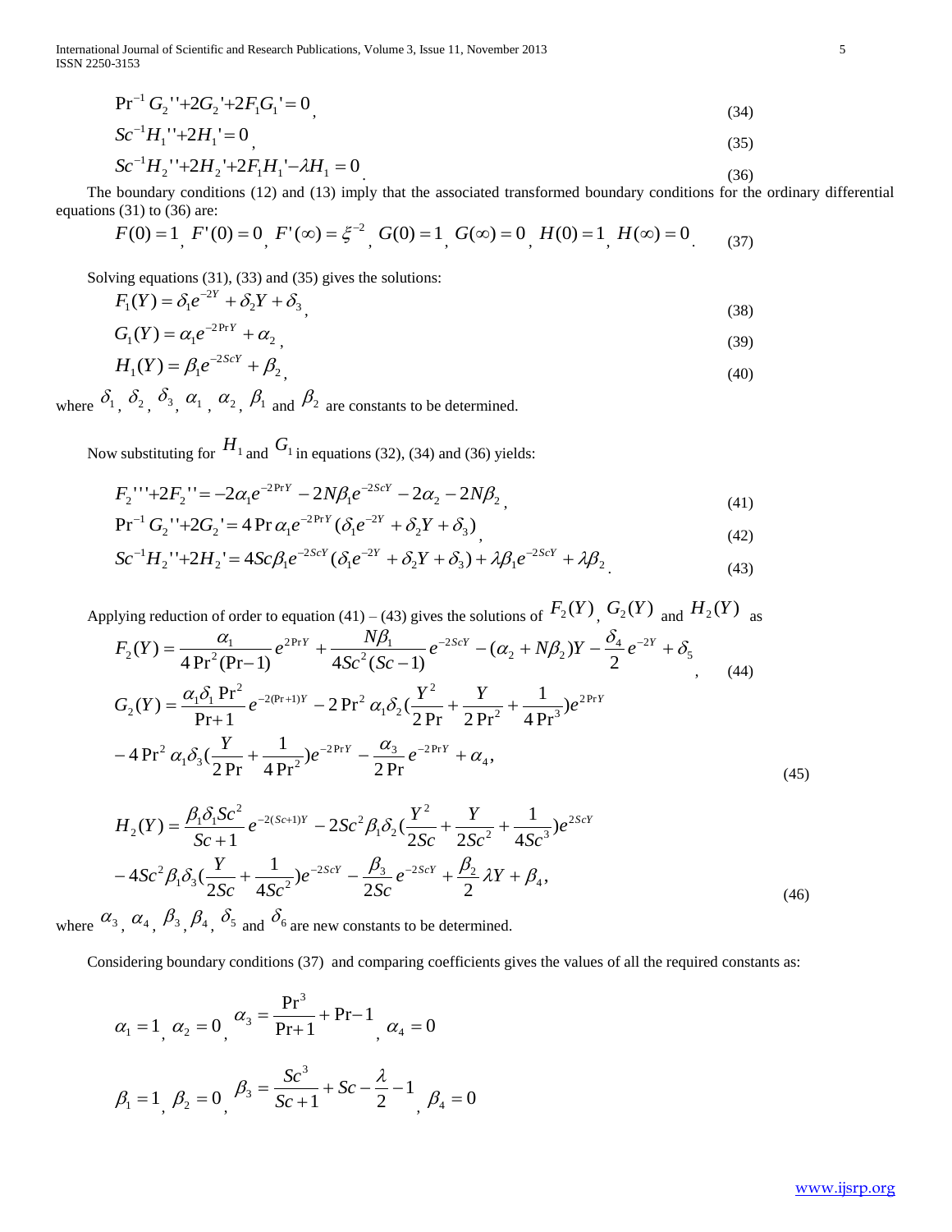$$\Pr^{-1} G_2''+2G_2'+2F_1G_1'=0, \tag{34}$$

$$Sc^{-1}H_1''+2H_1'=0, \tag{35}$$

$$Sc^{-1}H_2''+2H_2'+2F_1H_1'-\lambda H_1=0. \tag{36}$$

The boundary conditions (12) and (13) imply that the associated transformed boundary conditions for the ordinary differential equations (31) to (36) are:

$$F(0)=1,\ F'(0)=0,\ F'(\infty)=\xi^{-2},\ G(0)=1,\ G(\infty)=0,\ H(0)=1,\ H(\infty)=0. \tag{37}$$

Solving equations (31), (33) and (35) gives the solutions:

$$F_1(Y)=\delta_1 e^{-2Y}+\delta_2 Y+\delta_3, \tag{38}$$

$$G_1(Y)=\alpha_1 e^{-2\Pr Y}+\alpha_2, \tag{39}$$

$$H_1(Y)=\beta_1 e^{-2ScY}+\beta_2, \tag{40}$$

where $\delta_1$, $\delta_2$, $\delta_3$, $\alpha_1$, $\alpha_2$, $\beta_1$ and $\beta_2$ are constants to be determined.

Now substituting for $H_1$ and $G_1$ in equations (32), (34) and (36) yields:

$$F_2'''+2F_2''=-2\alpha_1 e^{-2\Pr Y}-2N\beta_1 e^{-2ScY}-2\alpha_2-2N\beta_2, \tag{41}$$

$$\Pr^{-1} G_2''+2G_2'=4\Pr\alpha_1 e^{-2\Pr Y}(\delta_1 e^{-2Y}+\delta_2 Y+\delta_3), \tag{42}$$

$$Sc^{-1}H_2''+2H_2'=4Sc\beta_1 e^{-2ScY}(\delta_1 e^{-2Y}+\delta_2 Y+\delta_3)+\lambda\beta_1 e^{-2ScY}+\lambda\beta_2. \tag{43}$$

Applying reduction of order to equation (41) – (43) gives the solutions of $F_2(Y)$, $G_2(Y)$ and $H_2(Y)$ as

$$F_2(Y)=\frac{\alpha_1}{4\Pr^2(\Pr-1)}e^{2\Pr Y}+\frac{N\beta_1}{4Sc^2(Sc-1)}e^{-2ScY}-(\alpha_2+N\beta_2)Y-\frac{\delta_4}{2}e^{-2Y}+\delta_5, \tag{44}$$

$$\begin{aligned}G_2(Y)=&\frac{\alpha_1\delta_1\Pr^2}{\Pr+1}e^{-2(\Pr+1)Y}-2\Pr^2\alpha_1\delta_2\left(\frac{Y^2}{2\Pr}+\frac{Y}{2\Pr^2}+\frac{1}{4\Pr^3}\right)e^{2\Pr Y}\\&-4\Pr^2\alpha_1\delta_3\left(\frac{Y}{2\Pr}+\frac{1}{4\Pr^2}\right)e^{-2\Pr Y}-\frac{\alpha_3}{2\Pr}e^{-2\Pr Y}+\alpha_4,\end{aligned} \tag{45}$$

$$\begin{aligned}H_2(Y)=&\frac{\beta_1\delta_1 Sc^2}{Sc+1}e^{-2(Sc+1)Y}-2Sc^2\beta_1\delta_2\left(\frac{Y^2}{2Sc}+\frac{Y}{2Sc^2}+\frac{1}{4Sc^3}\right)e^{2ScY}\\&-4Sc^2\beta_1\delta_3\left(\frac{Y}{2Sc}+\frac{1}{4Sc^2}\right)e^{-2ScY}-\frac{\beta_3}{2Sc}e^{-2ScY}+\frac{\beta_2}{2}\lambda Y+\beta_4,\end{aligned} \tag{46}$$

where $\alpha_3$, $\alpha_4$, $\beta_3$, $\beta_4$, $\delta_5$ and $\delta_6$ are new constants to be determined.

Considering boundary conditions (37) and comparing coefficients gives the values of all the required constants as:

$$\alpha_1=1,\ \alpha_2=0,\ \alpha_3=\frac{\Pr^3}{\Pr+1}+\Pr-1,\ \alpha_4=0$$

$$\beta_1=1,\ \beta_2=0,\ \beta_3=\frac{Sc^3}{Sc+1}+Sc-\frac{\lambda}{2}-1,\ \beta_4=0$$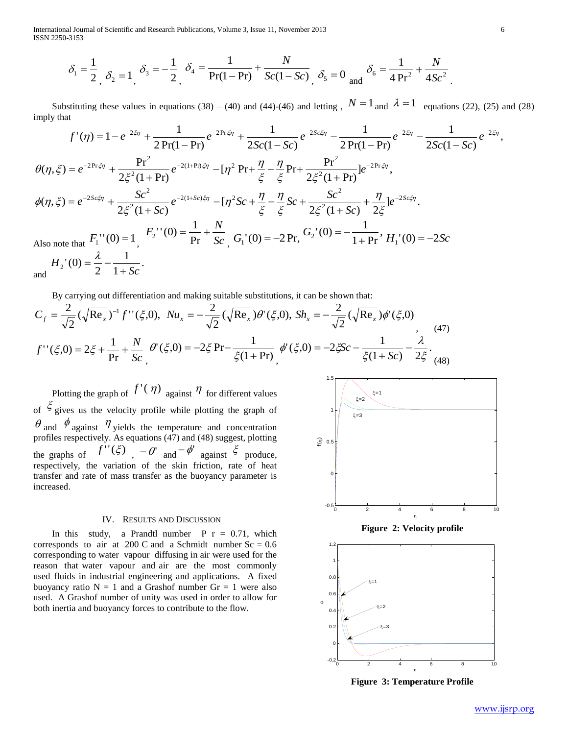$$\delta_1 = \frac{1}{2},\ \delta_2 = 1,\ \delta_3 = -\frac{1}{2},\ \delta_4 = \frac{1}{\Pr(1-\Pr)} + \frac{N}{Sc(1-Sc)},\ \delta_5 = 0 \text{ and } \delta_6 = \frac{1}{4\Pr^2} + \frac{N}{4Sc^2}.$$

Substituting these values in equations (38) – (40) and (44)-(46) and letting , $N = 1$ and $\lambda = 1$ equations (22), (25) and (28) imply that

$$f'(\eta) = 1 - e^{-2\xi\eta} + \frac{1}{2\Pr(1-\Pr)}e^{-2\Pr\xi\eta} + \frac{1}{2Sc(1-Sc)}e^{-2Sc\xi\eta} - \frac{1}{2\Pr(1-\Pr)}e^{-2\xi\eta} - \frac{1}{2Sc(1-Sc)}e^{-2\xi\eta},$$

$$\theta(\eta,\xi) = e^{-2\Pr\xi\eta} + \frac{\Pr^2}{2\xi^2(1+\Pr)}e^{-2(1+\Pr)\xi\eta} - [\eta^2\Pr + \frac{\eta}{\xi} - \frac{\eta}{\xi}\Pr + \frac{\Pr^2}{2\xi^2(1+\Pr)}]e^{-2\Pr\xi\eta},$$

$$\phi(\eta,\xi) = e^{-2Sc\xi\eta} + \frac{Sc^2}{2\xi^2(1+Sc)}e^{-2(1+Sc)\xi\eta} - [\eta^2 Sc + \frac{\eta}{\xi} - \frac{\eta}{\xi}Sc + \frac{Sc^2}{2\xi^2(1+Sc)} + \frac{\eta}{2\xi}]e^{-2Sc\xi\eta}.$$

Also note that $F_1''(0) = 1$, $F_2''(0) = \frac{1}{\Pr} + \frac{N}{Sc}$, $G_1'(0) = -2\Pr$, $G_2'(0) = -\frac{1}{1+\Pr}$, $H_1'(0) = -2Sc$ and $H_2'(0) = \frac{\lambda}{2} - \frac{1}{1+Sc}$.

By carrying out differentiation and making suitable substitutions, it can be shown that:

$$C_f = \frac{2}{\sqrt{2}}(\sqrt{\mathrm{Re}_x})^{-1} f''(\xi,0),\ Nu_x = -\frac{2}{\sqrt{2}}(\sqrt{\mathrm{Re}_x})\theta'(\xi,0),\ Sh_x = -\frac{2}{\sqrt{2}}(\sqrt{\mathrm{Re}_x})\phi'(\xi,0), \quad (47)$$

$$f''(\xi,0) = 2\xi + \frac{1}{\Pr} + \frac{N}{Sc},\ \theta'(\xi,0) = -2\xi\Pr - \frac{1}{\xi(1+\Pr)},\ \phi'(\xi,0) = -2\xi Sc - \frac{1}{\xi(1+Sc)} - \frac{\lambda}{2\xi}. \quad (48)$$

Plotting the graph of $f'(\eta)$ against $\eta$ for different values of $\xi$ gives us the velocity profile while plotting the graph of $\theta$ and $\phi$ against $\eta$ yields the temperature and concentration profiles respectively. As equations (47) and (48) suggest, plotting the graphs of $f''(\xi)$, $-\theta'$ and $-\phi'$ against $\xi$ produce, respectively, the variation of the skin friction, rate of heat transfer and rate of mass transfer as the buoyancy parameter is increased.

## IV. Results and Discussion

In this study, a Prandtl number P r = 0.71, which corresponds to air at 200 C and a Schmidt number Sc = 0.6 corresponding to water vapour diffusing in air were used for the reason that water vapour and air are the most commonly used fluids in industrial engineering and applications. A fixed buoyancy ratio N = 1 and a Grashof number Gr = 1 were also used. A Grashof number of unity was used in order to allow for both inertia and buoyancy forces to contribute to the flow.

**Figure 2: Velocity profile**

**Figure 3: Temperature Profile**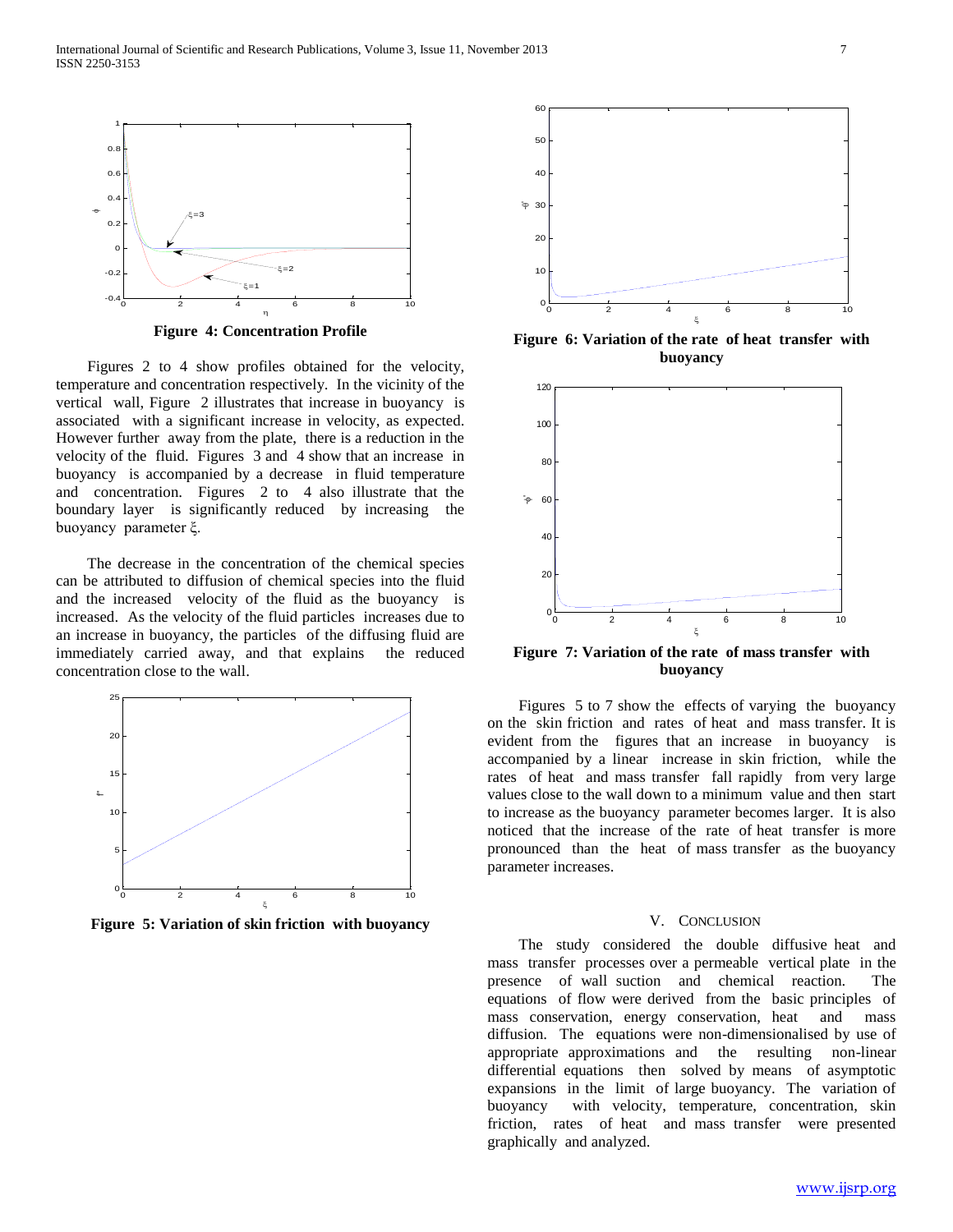**Figure 4: Concentration Profile**

Figures 2 to 4 show profiles obtained for the velocity, temperature and concentration respectively. In the vicinity of the vertical wall, Figure 2 illustrates that increase in buoyancy is associated with a significant increase in velocity, as expected. However further away from the plate, there is a reduction in the velocity of the fluid. Figures 3 and 4 show that an increase in buoyancy is accompanied by a decrease in fluid temperature and concentration. Figures 2 to 4 also illustrate that the boundary layer is significantly reduced by increasing the buoyancy parameter $\xi$.

The decrease in the concentration of the chemical species can be attributed to diffusion of chemical species into the fluid and the increased velocity of the fluid as the buoyancy is increased. As the velocity of the fluid particles increases due to an increase in buoyancy, the particles of the diffusing fluid are immediately carried away, and that explains the reduced concentration close to the wall.

**Figure 5: Variation of skin friction with buoyancy**

**Figure 6: Variation of the rate of heat transfer with buoyancy**

**Figure 7: Variation of the rate of mass transfer with buoyancy**

Figures 5 to 7 show the effects of varying the buoyancy on the skin friction and rates of heat and mass transfer. It is evident from the figures that an increase in buoyancy is accompanied by a linear increase in skin friction, while the rates of heat and mass transfer fall rapidly from very large values close to the wall down to a minimum value and then start to increase as the buoyancy parameter becomes larger. It is also noticed that the increase of the rate of heat transfer is more pronounced than the heat of mass transfer as the buoyancy parameter increases.

## V. Conclusion

The study considered the double diffusive heat and mass transfer processes over a permeable vertical plate in the presence of wall suction and chemical reaction. The equations of flow were derived from the basic principles of mass conservation, energy conservation, heat and mass diffusion. The equations were non-dimensionalised by use of appropriate approximations and the resulting non-linear differential equations then solved by means of asymptotic expansions in the limit of large buoyancy. The variation of buoyancy with velocity, temperature, concentration, skin friction, rates of heat and mass transfer were presented graphically and analyzed.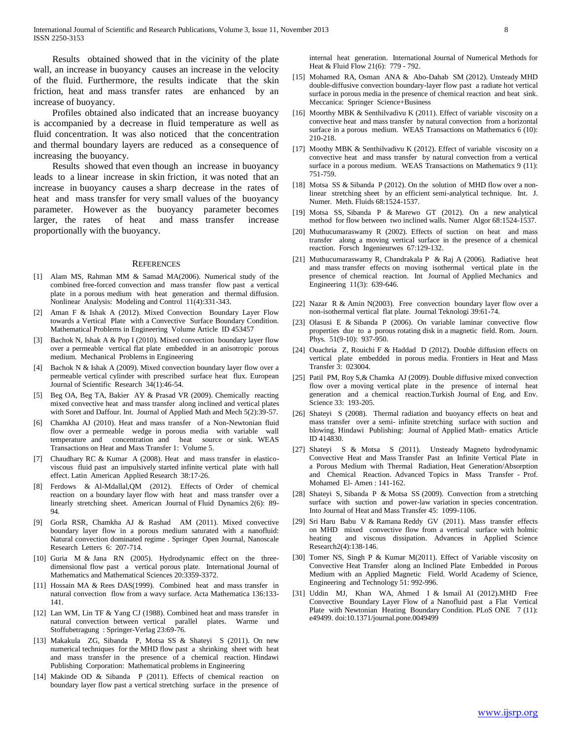Results obtained showed that in the vicinity of the plate wall, an increase in buoyancy causes an increase in the velocity of the fluid. Furthermore, the results indicate that the skin friction, heat and mass transfer rates are enhanced by an increase of buoyancy.

Profiles obtained also indicated that an increase buoyancy is accompanied by a decrease in fluid temperature as well as fluid concentration. It was also noticed that the concentration and thermal boundary layers are reduced as a consequence of increasing the buoyancy.

Results showed that even though an increase in buoyancy leads to a linear increase in skin friction, it was noted that an increase in buoyancy causes a sharp decrease in the rates of heat and mass transfer for very small values of the buoyancy parameter. However as the buoyancy parameter becomes larger, the rates of heat and mass transfer increase proportionally with the buoyancy.

## REFERENCES

[1] Alam MS, Rahman MM & Samad MA(2006). Numerical study of the combined free-forced convection and mass transfer flow past a vertical plate in a porous medium with heat generation and thermal diffusion. Nonlinear Analysis: Modeling and Control 11(4):331-343.

[2] Aman F & Ishak A (2012). Mixed Convection Boundary Layer Flow towards a Vertical Plate with a Convective Surface Boundary Condition. Mathematical Problems in Engineering Volume Article ID 453457

[3] Bachok N, Ishak A & Pop I (2010). Mixed convection boundary layer flow over a permeable vertical flat plate embedded in an anisotropic porous medium. Mechanical Problems in Engineering

[4] Bachok N & Ishak A (2009). Mixed convection boundary layer flow over a permeable vertical cylinder with prescribed surface heat flux. European Journal of Scientific Research 34(1):46-54.

[5] Beg OA, Beg TA, Bakier AY & Prasad VR (2009). Chemically reacting mixed convective heat and mass transfer along inclined and vertical plates with Soret and Daffour. Int. Journal of Applied Math and Mech 5(2):39-57.

[6] Chamkha AJ (2010). Heat and mass transfer of a Non-Newtonian fluid flow over a permeable wedge in porous media with variable wall temperature and concentration and heat source or sink. WEAS Transactions on Heat and Mass Transfer 1: Volume 5.

[7] Chaudhary RC & Kumar A (2008). Heat and mass transfer in elastico-viscous fluid past an impulsively started infinite vertical plate with hall effect. Latin American Applied Research 38:17-26.

[8] Ferdows & Al-Mdallal,QM (2012). Effects of Order of chemical reaction on a boundary layer flow with heat and mass transfer over a linearly stretching sheet. American Journal of Fluid Dynamics 2(6): 89-94.

[9] Gorla RSR, Chamkha AJ & Rashad AM (2011). Mixed convective boundary layer flow in a porous medium saturated with a nanofluid: Natural convection dominated regime . Springer Open Journal, Nanoscale Research Letters 6: 207-714.

[10] Guria M & Jana RN (2005). Hydrodynamic effect on the three-dimensional flow past a vertical porous plate. International Journal of Mathematics and Mathematical Sciences 20:3359-3372.

[11] Hossain MA & Rees DAS(1999). Combined heat and mass transfer in natural convection flow from a wavy surface. Acta Mathematica 136:133-141.

[12] Lan WM, Lin TF & Yang CJ (1988). Combined heat and mass transfer in natural convection between vertical parallel plates. Warme und Stoffubetragung : Springer-Verlag 23:69-76.

[13] Makakula ZG, Sibanda P, Motsa SS & Shateyi S (2011). On new numerical techniques for the MHD flow past a shrinking sheet with heat and mass transfer in the presence of a chemical reaction. Hindawi Publishing Corporation: Mathematical problems in Engineering

[14] Makinde OD & Sibanda P (2011). Effects of chemical reaction on boundary layer flow past a vertical stretching surface in the presence of internal heat generation. International Journal of Numerical Methods for Heat & Fluid Flow 21(6): 779 - 792.

[15] Mohamed RA, Osman ANA & Abo-Dahab SM (2012). Unsteady MHD double-diffusive convection boundary-layer flow past a radiate hot vertical surface in porous media in the presence of chemical reaction and heat sink. Meccanica: Springer Science+Business

[16] Moorthy MBK & Senthilvadivu K (2011). Effect of variable viscosity on a convective heat and mass transfer by natural convection from a horizontal surface in a porous medium. WEAS Transactions on Mathematics 6 (10): 210-218.

[17] Moothy MBK & Senthilvadivu K (2012). Effect of variable viscosity on a convective heat and mass transfer by natural convection from a vertical surface in a porous medium. WEAS Transactions on Mathematics 9 (11): 751-759.

[18] Motsa SS & Sibanda P (2012). On the solution of MHD flow over a non-linear stretching sheet by an efficient semi-analytical technique. Int. J. Numer. Meth. Fluids 68:1524-1537.

[19] Motsa SS, Sibanda P & Marewo GT (2012). On a new analytical method for flow between two inclined walls. Numer Algor 68:1524-1537.

[20] Muthucumaraswamy R (2002). Effects of suction on heat and mass transfer along a moving vertical surface in the presence of a chemical reaction. Forsch Ingenieurwes 67:129-132.

[21] Muthucumaraswamy R, Chandrakala P & Raj A (2006). Radiative heat and mass transfer effects on moving isothermal vertical plate in the presence of chemical reaction. Int Journal of Applied Mechanics and Engineering 11(3): 639-646.

[22] Nazar R & Amin N(2003). Free convection boundary layer flow over a non-isothermal vertical flat plate. Journal Teknologi 39:61-74.

[23] Olasusi E & Sibanda P (2006). On variable laminar convective flow properties due to a porous rotating disk in a magnetic field. Rom. Journ. Phys. 51(9-10): 937-950.

[24] Ouachria Z, Rouichi F & Haddad D (2012). Double diffusion effects on vertical plate embedded in porous media. Frontiers in Heat and Mass Transfer 3: 023004.

[25] Patil PM, Roy S,& Chamka AJ (2009). Double diffusive mixed convection flow over a moving vertical plate in the presence of internal heat generation and a chemical reaction.Turkish Journal of Eng. and Env. Science 33: 193-205.

[26] Shateyi S (2008). Thermal radiation and buoyancy effects on heat and mass transfer over a semi- infinite stretching surface with suction and blowing. Hindawi Publishing: Journal of Applied Math- ematics Article ID 414830.

[27] Shateyi S & Motsa S (2011). Unsteady Magneto hydrodynamic Convective Heat and Mass Transfer Past an Infinite Vertical Plate in a Porous Medium with Thermal Radiation, Heat Generation/Absorption and Chemical Reaction. Advanced Topics in Mass Transfer - Prof. Mohamed El- Amen : 141-162.

[28] Shateyi S, Sibanda P & Motsa SS (2009). Convection from a stretching surface with suction and power-law variation in species concentration. Into Journal of Heat and Mass Transfer 45: 1099-1106.

[29] Sri Haru Babu V & Ramana Reddy GV (2011). Mass transfer effects on MHD mixed convective flow from a vertical surface with holmic heating and viscous dissipation. Advances in Applied Science Research2(4):138-146.

[30] Tomer NS, Singh P & Kumar M(2011). Effect of Variable viscosity on Convective Heat Transfer along an Inclined Plate Embedded in Porous Medium with an Applied Magnetic Field. World Academy of Science, Engineering and Technology 51: 992-996.

[31] Uddin MJ, Khan WA, Ahmed I & Ismail AI (2012).MHD Free Convective Boundary Layer Flow of a Nanofluid past a Flat Vertical Plate with Newtonian Heating Boundary Condition. PLoS ONE 7 (11): e49499. doi:10.1371/journal.pone.0049499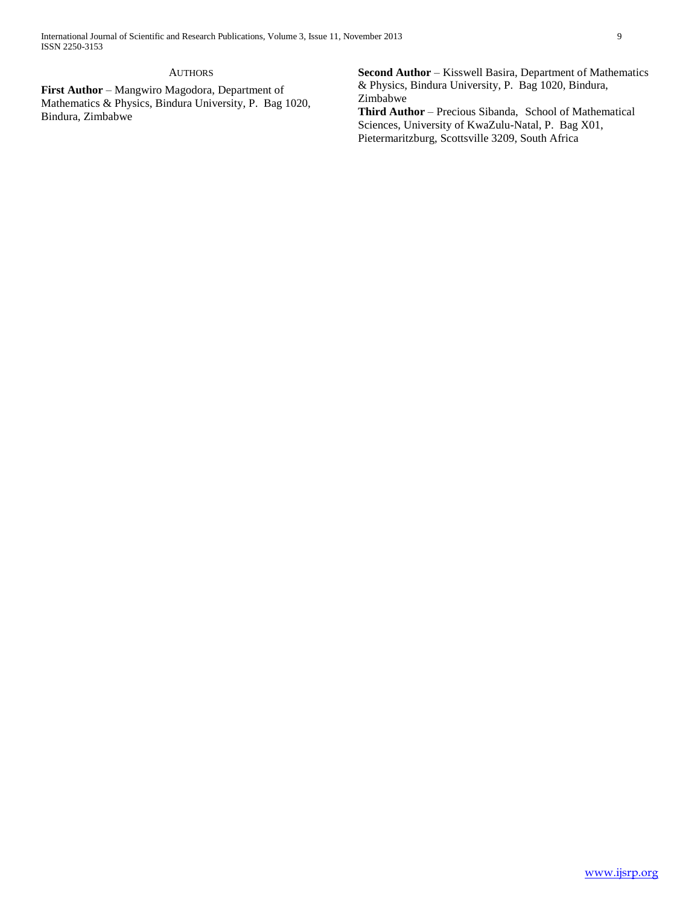## AUTHORS

**First Author** – Mangwiro Magodora, Department of Mathematics & Physics, Bindura University, P. Bag 1020, Bindura, Zimbabwe

**Second Author** – Kisswell Basira, Department of Mathematics & Physics, Bindura University, P. Bag 1020, Bindura, Zimbabwe

**Third Author** – Precious Sibanda, School of Mathematical Sciences, University of KwaZulu-Natal, P. Bag X01, Pietermaritzburg, Scottsville 3209, South Africa